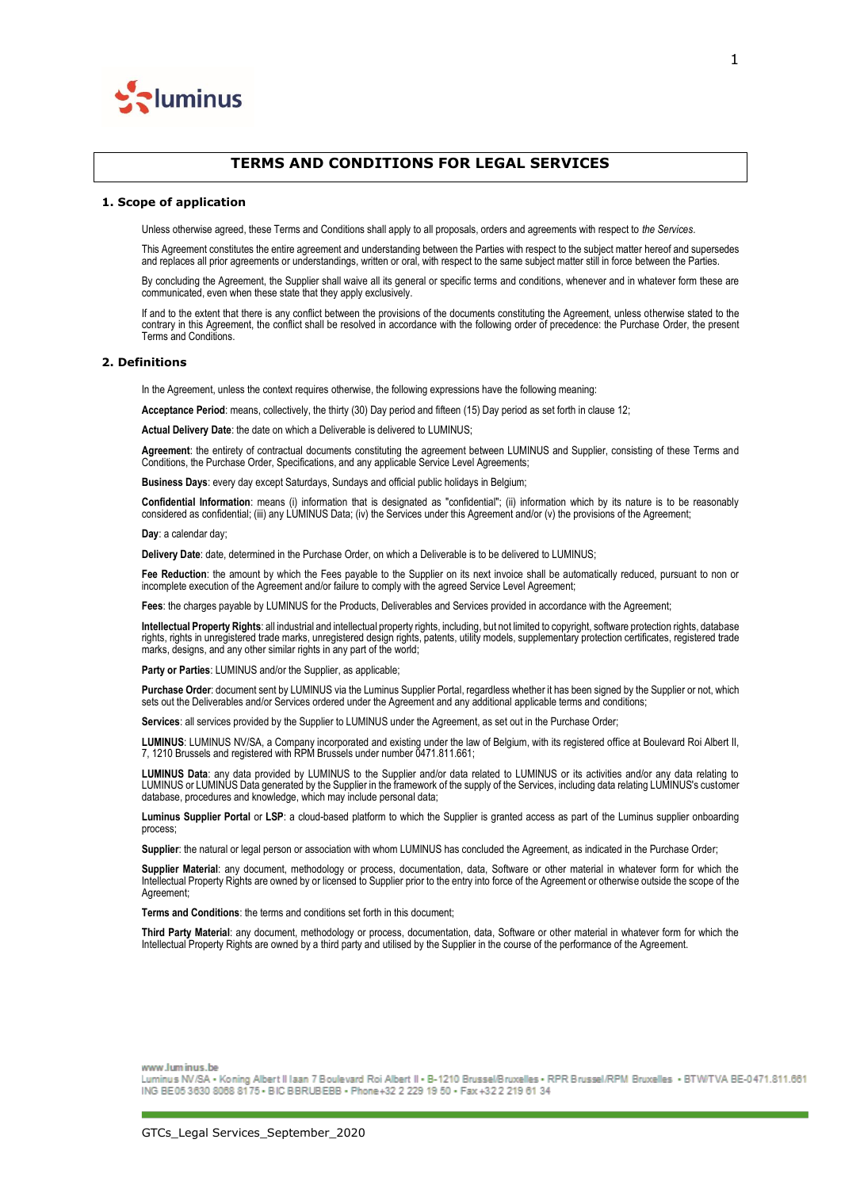# TERMS AND CONDITIONS FOR LEGAL SERVICES

## 1. Scope of application

Unless otherwise agreed, these Terms and Conditions shall apply to all proposals, orders and agreements with respect to *the Services*.

This Agreement constitutes the entire agreement and understanding between the Parties with respect to the subject matter hereof and supersedes and replaces all prior agreements or understandings, written or oral, with respect to the same subject matter still in force between the Parties.

By concluding the Agreement, the Supplier shall waive all its general or specific terms and conditions, whenever and in whatever form these are communicated, even when these state that they apply exclusively.

If and to the extent that there is any conflict between the provisions of the documents constituting the Agreement, unless otherwise stated to the contrary in this Agreement, the conflict shall be resolved in accordance with the following order of precedence: the Purchase Order, the present Terms and Conditions.

## 2. Definitions

In the Agreement, unless the context requires otherwise, the following expressions have the following meaning:

**Acceptance Period**: means, collectively, the thirty (30) Day period and fifteen (15) Day period as set forth in clause 12;

**Actual Delivery Date**: the date on which a Deliverable is delivered to LUMINUS;

**Agreement**: the entirety of contractual documents constituting the agreement between LUMINUS and Supplier, consisting of these Terms and Conditions, the Purchase Order, Specifications, and any applicable Service Level Agreements;

**Business Days**: every day except Saturdays, Sundays and official public holidays in Belgium;

**Confidential Information**: means (i) information that is designated as "confidential"; (ii) information which by its nature is to be reasonably considered as confidential; (iii) any LUMINUS Data; (iv) the Services under this Agreement and/or (v) the provisions of the Agreement;

**Day**: a calendar day;

**Delivery Date**: date, determined in the Purchase Order, on which a Deliverable is to be delivered to LUMINUS;

**Fee Reduction**: the amount by which the Fees payable to the Supplier on its next invoice shall be automatically reduced, pursuant to non or incomplete execution of the Agreement and/or failure to comply with the agreed Service Level Agreement;

**Fees**: the charges payable by LUMINUS for the Products, Deliverables and Services provided in accordance with the Agreement;

**Intellectual Property Rights**: all industrial and intellectual property rights, including, but not limited to copyright, software protection rights, database rights, rights in unregistered trade marks, unregistered design rights, patents, utility models, supplementary protection certificates, registered trade marks, designs, and any other similar rights in any part of the world;

**Party or Parties**: LUMINUS and/or the Supplier, as applicable;

**Purchase Order**: document sent by LUMINUS via the Luminus Supplier Portal, regardless whether it has been signed by the Supplier or not, which sets out the Deliverables and/or Services ordered under the Agreement and any additional applicable terms and conditions;

**Services**: all services provided by the Supplier to LUMINUS under the Agreement, as set out in the Purchase Order;

**LUMINUS**: LUMINUS NV/SA, a Company incorporated and existing under the law of Belgium, with its registered office at Boulevard Roi Albert II, 7, 1210 Brussels and registered with RPM Brussels under number 0471.811.661;

**LUMINUS Data**: any data provided by LUMINUS to the Supplier and/or data related to LUMINUS or its activities and/or any data relating to LUMINUS or LUMINUS Data generated by the Supplier in the framework of the supply of the Services, including data relating LUMINUS's customer database, procedures and knowledge, which may include personal data;

**Luminus Supplier Portal** or **LSP**: a cloud-based platform to which the Supplier is granted access as part of the Luminus supplier onboarding process;

**Supplier**: the natural or legal person or association with whom LUMINUS has concluded the Agreement, as indicated in the Purchase Order;

**Supplier Material**: any document, methodology or process, documentation, data, Software or other material in whatever form for which the Intellectual Property Rights are owned by or licensed to Supplier prior to the entry into force of the Agreement or otherwise outside the scope of the Agreement;

**Terms and Conditions**: the terms and conditions set forth in this document;

**Third Party Material**: any document, methodology or process, documentation, data, Software or other material in whatever form for which the Intellectual Property Rights are owned by a third party and utilised by the Supplier in the course of the performance of the Agreement.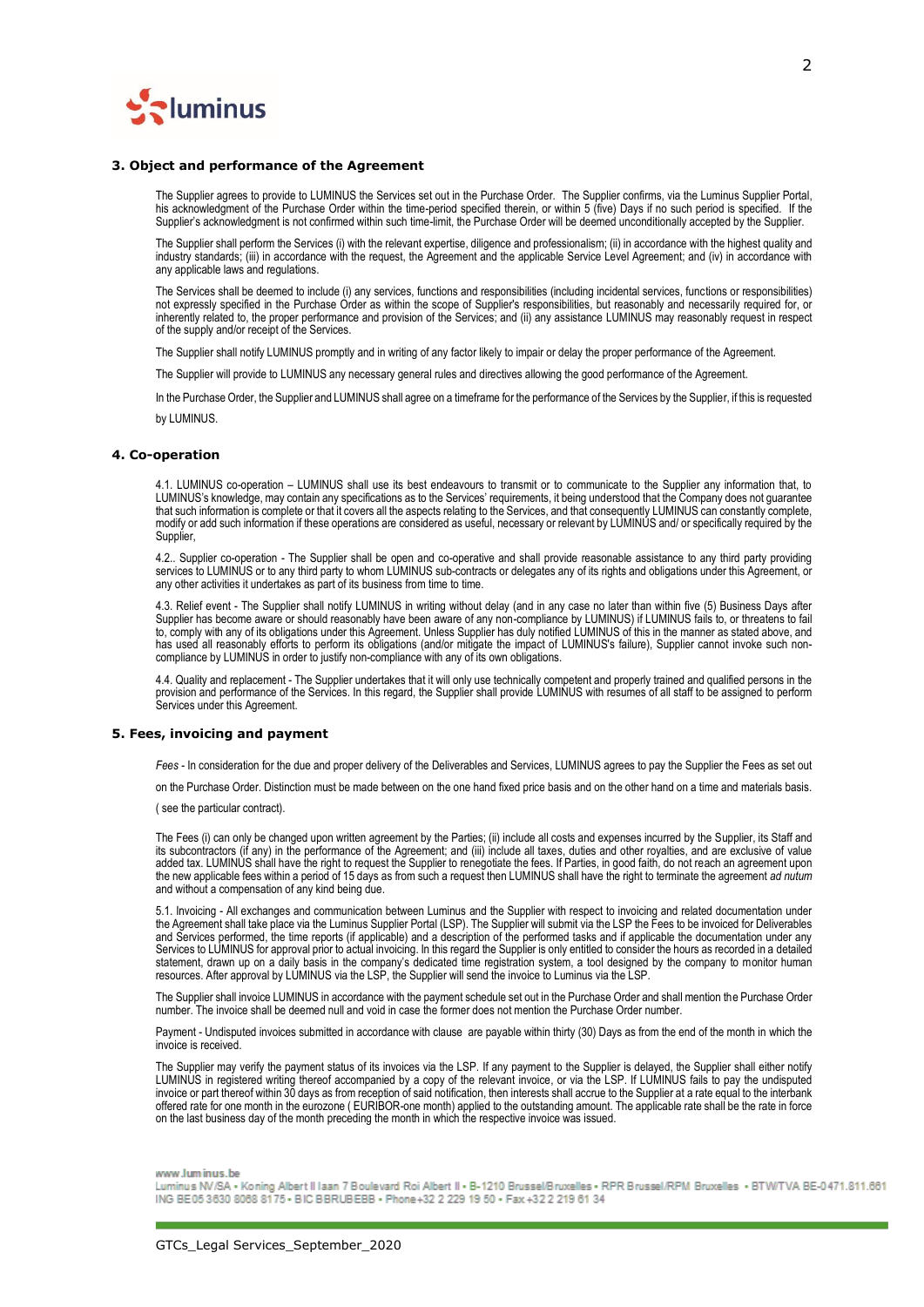## 3. Object and performance of the Agreement

The Supplier agrees to provide to LUMINUS the Services set out in the Purchase Order. The Supplier confirms, via the Luminus Supplier Portal, his acknowledgment of the Purchase Order within the time-period specified therein, or within 5 (five) Days if no such period is specified. If the Supplier's acknowledgment is not confirmed within such time-limit, the Purchase Order will be deemed unconditionally accepted by the Supplier.

The Supplier shall perform the Services (i) with the relevant expertise, diligence and professionalism; (ii) in accordance with the highest quality and industry standards; (iii) in accordance with the request, the Agreement and the applicable Service Level Agreement; and (iv) in accordance with any applicable laws and regulations.

The Services shall be deemed to include (i) any services, functions and responsibilities (including incidental services, functions or responsibilities) not expressly specified in the Purchase Order as within the scope of Supplier's responsibilities, but reasonably and necessarily required for, or inherently related to, the proper performance and provision of the Services; and (ii) any assistance LUMINUS may reasonably request in respect of the supply and/or receipt of the Services.

The Supplier shall notify LUMINUS promptly and in writing of any factor likely to impair or delay the proper performance of the Agreement.

The Supplier will provide to LUMINUS any necessary general rules and directives allowing the good performance of the Agreement.

In the Purchase Order, the Supplier and LUMINUS shall agree on a timeframe for the performance of the Services by the Supplier, if this is requested by LUMINUS.

## 4. Co-operation

4.1. LUMINUS co-operation – LUMINUS shall use its best endeavours to transmit or to communicate to the Supplier any information that, to LUMINUS's knowledge, may contain any specifications as to the Services' requirements, it being understood that the Company does not guarantee that such information is complete or that it covers all the aspects relating to the Services, and that consequently LUMINUS can constantly complete, modify or add such information if these operations are considered as useful, necessary or relevant by LUMINUS and/ or specifically required by the Supplier,

4.2.. Supplier co-operation - The Supplier shall be open and co-operative and shall provide reasonable assistance to any third party providing services to LUMINUS or to any third party to whom LUMINUS sub-contracts or delegates any of its rights and obligations under this Agreement, or any other activities it undertakes as part of its business from time to time.

4.3. Relief event - The Supplier shall notify LUMINUS in writing without delay (and in any case no later than within five (5) Business Days after Supplier has become aware or should reasonably have been aware of any non-compliance by LUMINUS) if LUMINUS fails to, or threatens to fail to, comply with any of its obligations under this Agreement. Unless Supplier has duly notified LUMINUS of this in the manner as stated above, and has used all reasonably efforts to perform its obligations (and/or mitigate the impact of LUMINUS's failure), Supplier cannot invoke such non-compliance by LUMINUS in order to justify non-compliance with any of its own obligations.

4.4. Quality and replacement - The Supplier undertakes that it will only use technically competent and properly trained and qualified persons in the provision and performance of the Services. In this regard, the Supplier shall provide LUMINUS with resumes of all staff to be assigned to perform Services under this Agreement.

## 5. Fees, invoicing and payment

*Fees* - In consideration for the due and proper delivery of the Deliverables and Services, LUMINUS agrees to pay the Supplier the Fees as set out on the Purchase Order. Distinction must be made between on the one hand fixed price basis and on the other hand on a time and materials basis. ( see the particular contract).

The Fees (i) can only be changed upon written agreement by the Parties; (ii) include all costs and expenses incurred by the Supplier, its Staff and its subcontractors (if any) in the performance of the Agreement; and (iii) include all taxes, duties and other royalties, and are exclusive of value added tax. LUMINUS shall have the right to renegotiate the Supplier to renegotiate the fees. If Parties, in good faith, do not reach an agreement upon the new applicable fees within a period of 15 days as from such a request then LUMINUS shall have the right to terminate the agreement *ad nutum* and without a compensation of any kind being due.

5.1. Invoicing - All exchanges and communication between Luminus and the Supplier with respect to invoicing and related documentation under the Agreement shall take place via the Luminus Supplier Portal (LSP). The Supplier will submit via the LSP the Fees to be invoiced for Deliverables and Services performed, the time reports (if applicable) and a description of the performed tasks and if applicable the documentation under any Services to LUMINUS for approval prior to actual invoicing. In this regard the Supplier is only entitled to consider the hours as recorded in a detailed statement, drawn up on a daily basis in the company's dedicated time registration system, a tool designed by the company to monitor human resources. After approval by LUMINUS via the LSP, the Supplier will send the invoice to Luminus via the LSP.

The Supplier shall invoice LUMINUS in accordance with the payment schedule set out in the Purchase Order and shall mention the Purchase Order number. The invoice shall be deemed null and void in case the former does not mention the Purchase Order number.

Payment - Undisputed invoices submitted in accordance with clause are payable within thirty (30) Days as from the end of the month in which the invoice is received.

The Supplier may verify the payment status of its invoices via the LSP. If any payment to the Supplier is delayed, the Supplier shall either notify LUMINUS in registered writing thereof accompanied by a copy of the relevant invoice, or via the LSP. If LUMINUS fails to pay the undisputed invoice or part thereof within 30 days as from reception of said notification, then interests shall accrue to the Supplier at a rate equal to the interbank offered rate for one month in the eurozone ( EURIBOR-one month) applied to the outstanding amount. The applicable rate shall be the rate in force on the last business day of the month preceding the month in which the respective invoice was issued.

www.luminus.be
Luminus NV/SA • Koning Albert II laan 7 Boulevard Roi Albert II • B-1210 Brussel/Bruxelles • RPR Brussel/RPM Bruxelles • BTW/TVA BE-0471.811.661
ING BE05 3630 8068 8175 • BIC BBRUBEBB • Phone +32 2 229 19 50 • Fax +32 2 219 61 34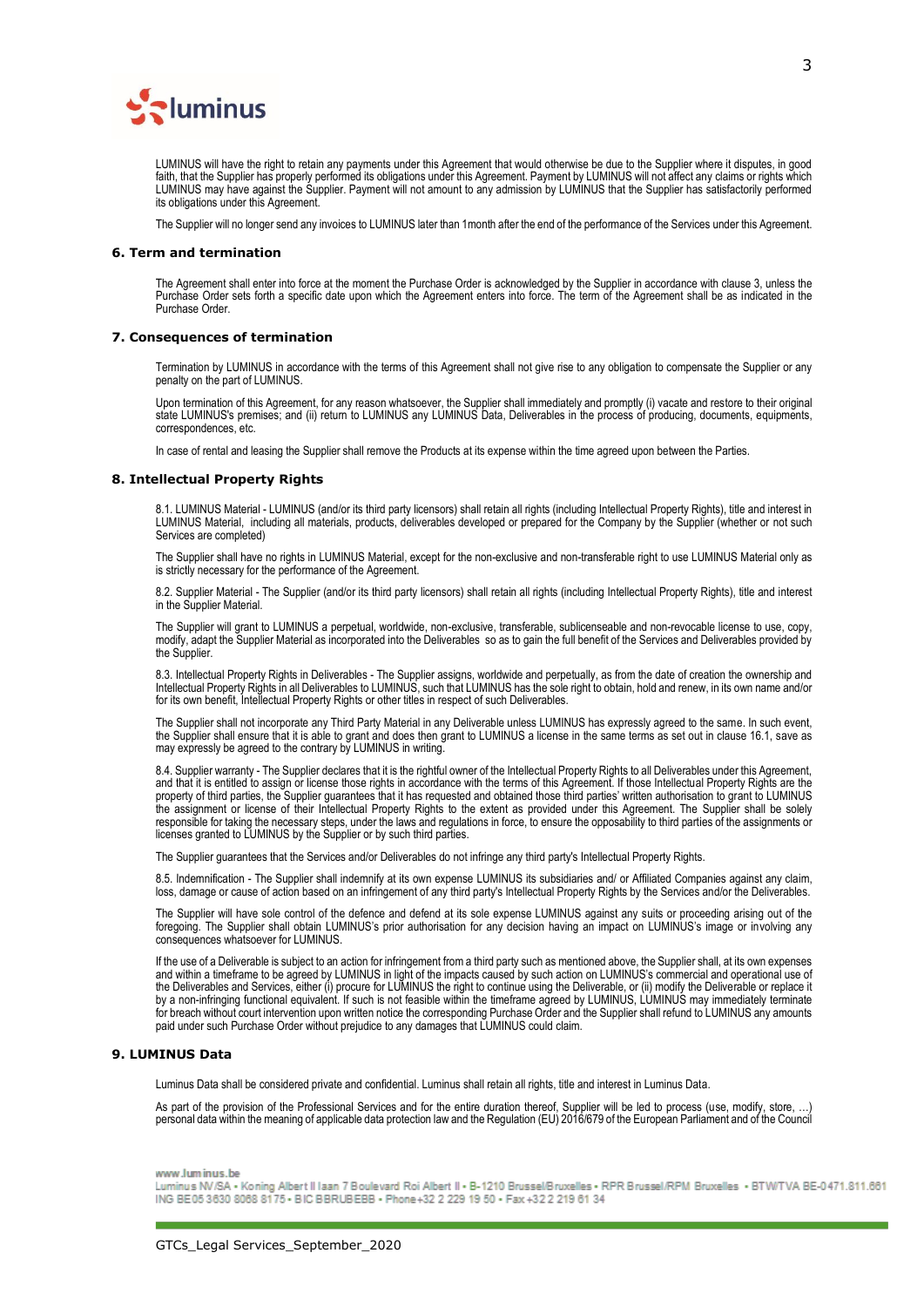LUMINUS will have the right to retain any payments under this Agreement that would otherwise be due to the Supplier where it disputes, in good faith, that the Supplier has properly performed its obligations under this Agreement. Payment by LUMINUS will not affect any claims or rights which LUMINUS may have against the Supplier. Payment will not amount to any admission by LUMINUS that the Supplier has satisfactorily performed its obligations under this Agreement.

The Supplier will no longer send any invoices to LUMINUS later than 1month after the end of the performance of the Services under this Agreement.

## 6. Term and termination

The Agreement shall enter into force at the moment the Purchase Order is acknowledged by the Supplier in accordance with clause 3, unless the Purchase Order sets forth a specific date upon which the Agreement enters into force. The term of the Agreement shall be as indicated in the Purchase Order.

## 7. Consequences of termination

Termination by LUMINUS in accordance with the terms of this Agreement shall not give rise to any obligation to compensate the Supplier or any penalty on the part of LUMINUS.

Upon termination of this Agreement, for any reason whatsoever, the Supplier shall immediately and promptly (i) vacate and restore to their original state LUMINUS's premises; and (ii) return to LUMINUS any LUMINUS Data, Deliverables in the process of producing, documents, equipments, correspondences, etc.

In case of rental and leasing the Supplier shall remove the Products at its expense within the time agreed upon between the Parties.

## 8. Intellectual Property Rights

8.1. LUMINUS Material - LUMINUS (and/or its third party licensors) shall retain all rights (including Intellectual Property Rights), title and interest in LUMINUS Material, including all materials, products, deliverables developed or prepared for the Company by the Supplier (whether or not such Services are completed)

The Supplier shall have no rights in LUMINUS Material, except for the non-exclusive and non-transferable right to use LUMINUS Material only as is strictly necessary for the performance of the Agreement.

8.2. Supplier Material - The Supplier (and/or its third party licensors) shall retain all rights (including Intellectual Property Rights), title and interest in the Supplier Material.

The Supplier will grant to LUMINUS a perpetual, worldwide, non-exclusive, transferable, sublicenseable and non-revocable license to use, copy, modify, adapt the Supplier Material as incorporated into the Deliverables so as to gain the full benefit of the Services and Deliverables provided by the Supplier.

8.3. Intellectual Property Rights in Deliverables - The Supplier assigns, worldwide and perpetually, as from the date of creation the ownership and Intellectual Property Rights in all Deliverables to LUMINUS, such that LUMINUS has the sole right to obtain, hold and renew, in its own name and/or for its own benefit, Intellectual Property Rights or other titles in respect of such Deliverables.

The Supplier shall not incorporate any Third Party Material in any Deliverable unless LUMINUS has expressly agreed to the same. In such event, the Supplier shall ensure that it is able to grant and does then grant to LUMINUS a license in the same terms as set out in clause 16.1, save as may expressly be agreed to the contrary by LUMINUS in writing.

8.4. Supplier warranty - The Supplier declares that it is the rightful owner of the Intellectual Property Rights to all Deliverables under this Agreement, and that it is entitled to assign or license those rights in accordance with the terms of this Agreement. If those Intellectual Property Rights are the property of third parties, the Supplier guarantees that it has requested and obtained those third parties' written authorisation to grant to LUMINUS the assignment or license of their Intellectual Property Rights to the extent as provided under this Agreement. The Supplier shall be solely responsible for taking the necessary steps, under the laws and regulations in force, to ensure the opposability to third parties of the assignments or licenses granted to LUMINUS by the Supplier or by such third parties.

The Supplier guarantees that the Services and/or Deliverables do not infringe any third party's Intellectual Property Rights.

8.5. Indemnification - The Supplier shall indemnify at its own expense LUMINUS its subsidiaries and/ or Affiliated Companies against any claim, loss, damage or cause of action based on an infringement of any third party's Intellectual Property Rights by the Services and/or the Deliverables.

The Supplier will have sole control of the defence and defend at its sole expense LUMINUS against any suits or proceeding arising out of the foregoing. The Supplier shall obtain LUMINUS's prior authorisation for any decision having an impact on LUMINUS's image or involving any consequences whatsoever for LUMINUS.

If the use of a Deliverable is subject to an action for infringement from a third party such as mentioned above, the Supplier shall, at its own expenses and within a timeframe to be agreed by LUMINUS in light of the impacts caused by such action on LUMINUS's commercial and operational use of the Deliverables and Services, either (i) procure for LUMINUS the right to continue using the Deliverable, or (ii) modify the Deliverable or replace it by a non-infringing functional equivalent. If such is not feasible within the timeframe agreed by LUMINUS, LUMINUS may immediately terminate for breach without court intervention upon written notice the corresponding Purchase Order and the Supplier shall refund to LUMINUS any amounts paid under such Purchase Order without prejudice to any damages that LUMINUS could claim.

## 9. LUMINUS Data

Luminus Data shall be considered private and confidential. Luminus shall retain all rights, title and interest in Luminus Data.

As part of the provision of the Professional Services and for the entire duration thereof, Supplier will be led to process (use, modify, store, …) personal data within the meaning of applicable data protection law and the Regulation (EU) 2016/679 of the European Parliament and of the Council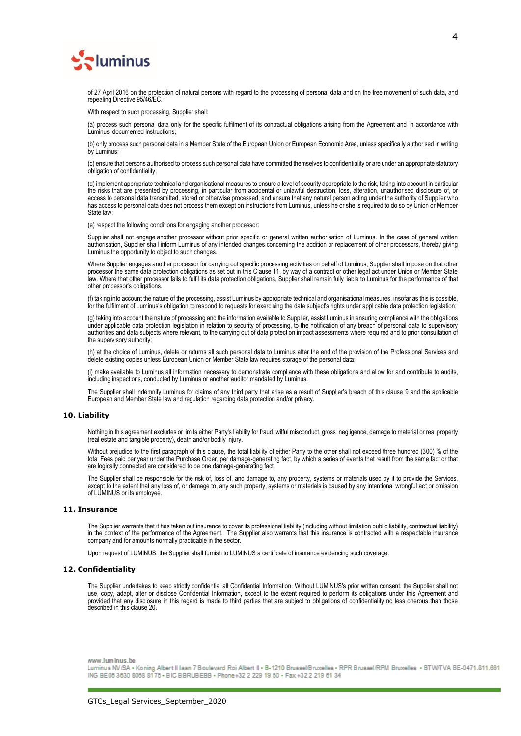of 27 April 2016 on the protection of natural persons with regard to the processing of personal data and on the free movement of such data, and repealing Directive 95/46/EC.

With respect to such processing, Supplier shall:

(a) process such personal data only for the specific fulfilment of its contractual obligations arising from the Agreement and in accordance with Luminus' documented instructions,

(b) only process such personal data in a Member State of the European Union or European Economic Area, unless specifically authorised in writing by Luminus;

(c) ensure that persons authorised to process such personal data have committed themselves to confidentiality or are under an appropriate statutory obligation of confidentiality;

(d) implement appropriate technical and organisational measures to ensure a level of security appropriate to the risk, taking into account in particular the risks that are presented by processing, in particular from accidental or unlawful destruction, loss, alteration, unauthorised disclosure of, or access to personal data transmitted, stored or otherwise processed, and ensure that any natural person acting under the authority of Supplier who has access to personal data does not process them except on instructions from Luminus, unless he or she is required to do so by Union or Member State law;

(e) respect the following conditions for engaging another processor:

Supplier shall not engage another processor without prior specific or general written authorisation of Luminus. In the case of general written authorisation, Supplier shall inform Luminus of any intended changes concerning the addition or replacement of other processors, thereby giving Luminus the opportunity to object to such changes.

Where Supplier engages another processor for carrying out specific processing activities on behalf of Luminus, Supplier shall impose on that other processor the same data protection obligations as set out in this Clause 11, by way of a contract or other legal act under Union or Member State law. Where that other processor fails to fulfil its data protection obligations, Supplier shall remain fully liable to Luminus for the performance of that other processor's obligations.

(f) taking into account the nature of the processing, assist Luminus by appropriate technical and organisational measures, insofar as this is possible, for the fulfilment of Luminus's obligation to respond to requests for exercising the data subject's rights under applicable data protection legislation;

(g) taking into account the nature of processing and the information available to Supplier, assist Luminus in ensuring compliance with the obligations under applicable data protection legislation in relation to security of processing, to the notification of any breach of personal data to supervisory authorities and data subjects where relevant, to the carrying out of data protection impact assessments where required and to prior consultation of the supervisory authority;

(h) at the choice of Luminus, delete or returns all such personal data to Luminus after the end of the provision of the Professional Services and delete existing copies unless European Union or Member State law requires storage of the personal data;

(i) make available to Luminus all information necessary to demonstrate compliance with these obligations and allow for and contribute to audits, including inspections, conducted by Luminus or another auditor mandated by Luminus.

The Supplier shall indemnify Luminus for claims of any third party that arise as a result of Supplier's breach of this clause 9 and the applicable European and Member State law and regulation regarding data protection and/or privacy.

## 10. Liability

Nothing in this agreement excludes or limits either Party's liability for fraud, wilful misconduct, gross negligence, damage to material or real property (real estate and tangible property), death and/or bodily injury.

Without prejudice to the first paragraph of this clause, the total liability of either Party to the other shall not exceed three hundred (300) % of the total Fees paid per year under the Purchase Order, per damage-generating fact, by which a series of events that result from the same fact or that are logically connected are considered to be one damage-generating fact.

The Supplier shall be responsible for the risk of, loss of, and damage to, any property, systems or materials used by it to provide the Services, except to the extent that any loss of, or damage to, any such property, systems or materials is caused by any intentional wrongful act or omission of LUMINUS or its employee.

## 11. Insurance

The Supplier warrants that it has taken out insurance to cover its professional liability (including without limitation public liability, contractual liability) in the context of the performance of the Agreement. The Supplier also warrants that this insurance is contracted with a respectable insurance company and for amounts normally practicable in the sector.

Upon request of LUMINUS, the Supplier shall furnish to LUMINUS a certificate of insurance evidencing such coverage.

## 12. Confidentiality

The Supplier undertakes to keep strictly confidential all Confidential Information. Without LUMINUS's prior written consent, the Supplier shall not use, copy, adapt, alter or disclose Confidential Information, except to the extent required to perform its obligations under this Agreement and provided that any disclosure in this regard is made to third parties that are subject to obligations of confidentiality no less onerous than those described in this clause 20.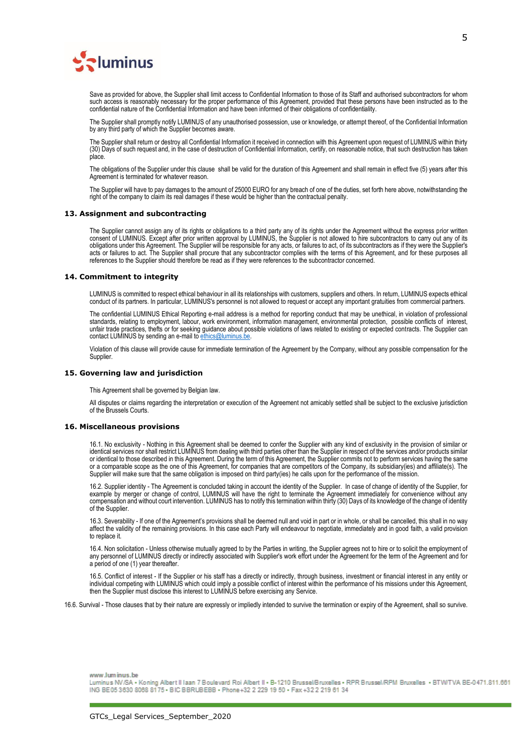Save as provided for above, the Supplier shall limit access to Confidential Information to those of its Staff and authorised subcontractors for whom such access is reasonably necessary for the proper performance of this Agreement, provided that these persons have been instructed as to the confidential nature of the Confidential Information and have been informed of their obligations of confidentiality.

The Supplier shall promptly notify LUMINUS of any unauthorised possession, use or knowledge, or attempt thereof, of the Confidential Information by any third party of which the Supplier becomes aware.

The Supplier shall return or destroy all Confidential Information it received in connection with this Agreement upon request of LUMINUS within thirty (30) Days of such request and, in the case of destruction of Confidential Information, certify, on reasonable notice, that such destruction has taken place.

The obligations of the Supplier under this clause shall be valid for the duration of this Agreement and shall remain in effect five (5) years after this Agreement is terminated for whatever reason.

The Supplier will have to pay damages to the amount of 25000 EURO for any breach of one of the duties, set forth here above, notwithstanding the right of the company to claim its real damages if these would be higher than the contractual penalty.

## 13. Assignment and subcontracting

The Supplier cannot assign any of its rights or obligations to a third party any of its rights under the Agreement without the express prior written consent of LUMINUS. Except after prior written approval by LUMINUS, the Supplier is not allowed to hire subcontractors to carry out any of its obligations under this Agreement. The Supplier will be responsible for any acts, or failures to act, of its subcontractors as if they were the Supplier's acts or failures to act. The Supplier shall procure that any subcontractor complies with the terms of this Agreement, and for these purposes all references to the Supplier should therefore be read as if they were references to the subcontractor concerned.

## 14. Commitment to integrity

LUMINUS is committed to respect ethical behaviour in all its relationships with customers, suppliers and others. In return, LUMINUS expects ethical conduct of its partners. In particular, LUMINUS's personnel is not allowed to request or accept any important gratuities from commercial partners.

The confidential LUMINUS Ethical Reporting e-mail address is a method for reporting conduct that may be unethical, in violation of professional standards, relating to employment, labour, work environment, information management, environmental protection, possible conflicts of interest, unfair trade practices, thefts or for seeking guidance about possible violations of laws related to existing or expected contracts. The Supplier can contact LUMINUS by sending an e-mail to ethics@luminus.be.

Violation of this clause will provide cause for immediate termination of the Agreement by the Company, without any possible compensation for the Supplier.

## 15. Governing law and jurisdiction

This Agreement shall be governed by Belgian law.

All disputes or claims regarding the interpretation or execution of the Agreement not amicably settled shall be subject to the exclusive jurisdiction of the Brussels Courts.

## 16. Miscellaneous provisions

16.1. No exclusivity - Nothing in this Agreement shall be deemed to confer the Supplier with any kind of exclusivity in the provision of similar or identical services nor shall restrict LUMINUS from dealing with third parties other than the Supplier in respect of the services and/or products similar or identical to those described in this Agreement. During the term of this Agreement, the Supplier commits not to perform services having the same or a comparable scope as the one of this Agreement, for companies that are competitors of the Company, its subsidiary(ies) and affiliate(s). The Supplier will make sure that the same obligation is imposed on third party(ies) he calls upon for the performance of the mission.

16.2. Supplier identity - The Agreement is concluded taking in account the identity of the Supplier. In case of change of identity of the Supplier, for example by merger or change of control, LUMINUS will have the right to terminate the Agreement immediately for convenience without any compensation and without court intervention. LUMINUS has to notify this termination within thirty (30) Days of its knowledge of the change of identity of the Supplier.

16.3. Severability - If one of the Agreement's provisions shall be deemed null and void in part or in whole, or shall be cancelled, this shall in no way affect the validity of the remaining provisions. In this case each Party will endeavour to negotiate, immediately and in good faith, a valid provision to replace it.

16.4. Non solicitation - Unless otherwise mutually agreed to by the Parties in writing, the Supplier agrees not to hire or to solicit the employment of any personnel of LUMINUS directly or indirectly associated with Supplier's work effort under the Agreement for the term of the Agreement and for a period of one (1) year thereafter.

16.5. Conflict of interest - If the Supplier or his staff has a directly or indirectly, through business, investment or financial interest in any entity or individual competing with LUMINUS which could imply a possible conflict of interest within the performance of his missions under this Agreement, then the Supplier must disclose this interest to LUMINUS before exercising any Service.

16.6. Survival - Those clauses that by their nature are expressly or impliedly intended to survive the termination or expiry of the Agreement, shall so survive.